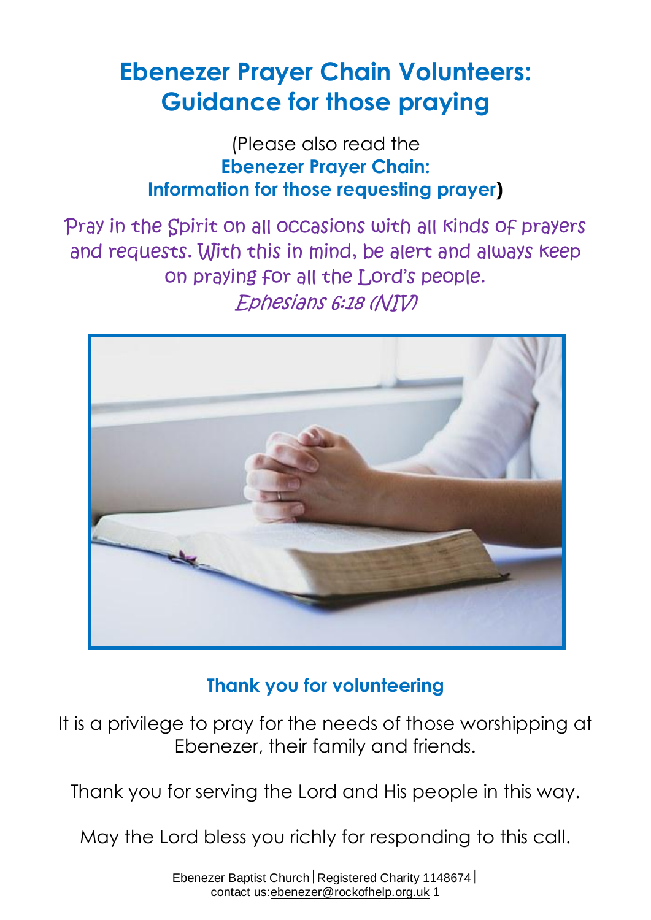# Ebenezer Prayer Chain Volunteers: Guidance for those praying

(Please also read the **Ebenezer Prayer Chain: Information for those requesting prayer)**

Pray in the Spirit on all occasions with all kinds of prayers and requests. With this in mind, be alert and always keep on praying for all the Lord's people.
*Ephesians 6:18 (NIV)*

## Thank you for volunteering

It is a privilege to pray for the needs of those worshipping at Ebenezer, their family and friends.

Thank you for serving the Lord and His people in this way.

May the Lord bless you richly for responding to this call.

Ebenezer Baptist Church | Registered Charity 1148674 |
contact us:ebenezer@rockofhelp.org.uk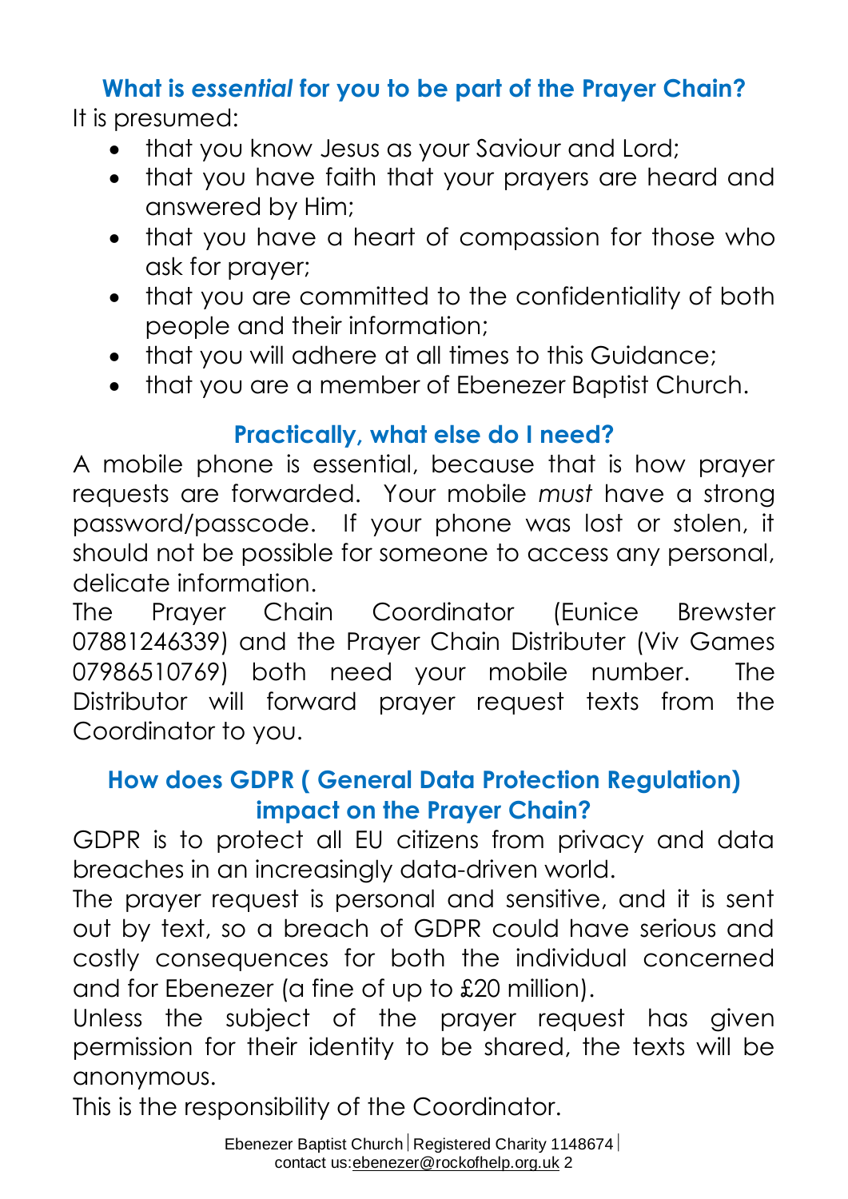## What is *essential* for you to be part of the Prayer Chain?

It is presumed:

- that you know Jesus as your Saviour and Lord;
- that you have faith that your prayers are heard and answered by Him;
- that you have a heart of compassion for those who ask for prayer;
- that you are committed to the confidentiality of both people and their information;
- that you will adhere at all times to this Guidance;
- that you are a member of Ebenezer Baptist Church.

## Practically, what else do I need?

A mobile phone is essential, because that is how prayer requests are forwarded. Your mobile *must* have a strong password/passcode. If your phone was lost or stolen, it should not be possible for someone to access any personal, delicate information.

The Prayer Chain Coordinator (Eunice Brewster 07881246339) and the Prayer Chain Distributer (Viv Games 07986510769) both need your mobile number. The Distributor will forward prayer request texts from the Coordinator to you.

## How does GDPR ( General Data Protection Regulation) impact on the Prayer Chain?

GDPR is to protect all EU citizens from privacy and data breaches in an increasingly data-driven world.

The prayer request is personal and sensitive, and it is sent out by text, so a breach of GDPR could have serious and costly consequences for both the individual concerned and for Ebenezer (a fine of up to £20 million).

Unless the subject of the prayer request has given permission for their identity to be shared, the texts will be anonymous.

This is the responsibility of the Coordinator.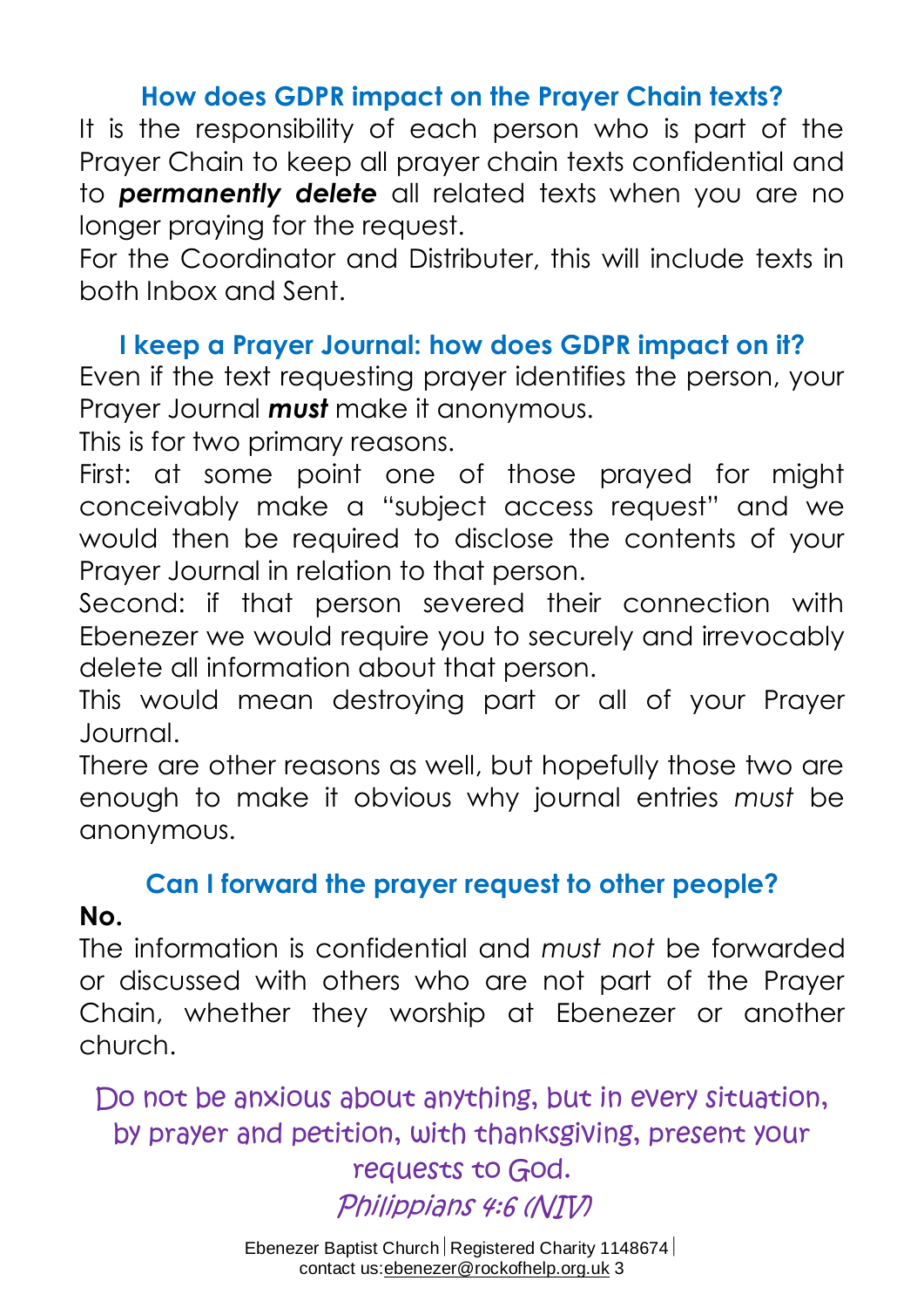## How does GDPR impact on the Prayer Chain texts?

It is the responsibility of each person who is part of the Prayer Chain to keep all prayer chain texts confidential and to ***permanently delete*** all related texts when you are no longer praying for the request.

For the Coordinator and Distributer, this will include texts in both Inbox and Sent.

## I keep a Prayer Journal: how does GDPR impact on it?

Even if the text requesting prayer identifies the person, your Prayer Journal ***must*** make it anonymous.

This is for two primary reasons.

First: at some point one of those prayed for might conceivably make a "subject access request" and we would then be required to disclose the contents of your Prayer Journal in relation to that person.

Second: if that person severed their connection with Ebenezer we would require you to securely and irrevocably delete all information about that person.

This would mean destroying part or all of your Prayer Journal.

There are other reasons as well, but hopefully those two are enough to make it obvious why journal entries *must* be anonymous.

## Can I forward the prayer request to other people?

**No.**

The information is confidential and *must not* be forwarded or discussed with others who are not part of the Prayer Chain, whether they worship at Ebenezer or another church.

Do not be anxious about anything, but in every situation, by prayer and petition, with thanksgiving, present your requests to God.

*Philippians 4:6 (NIV)*

Ebenezer Baptist Church | Registered Charity 1148674 | contact us: ebenezer@rockofhelp.org.uk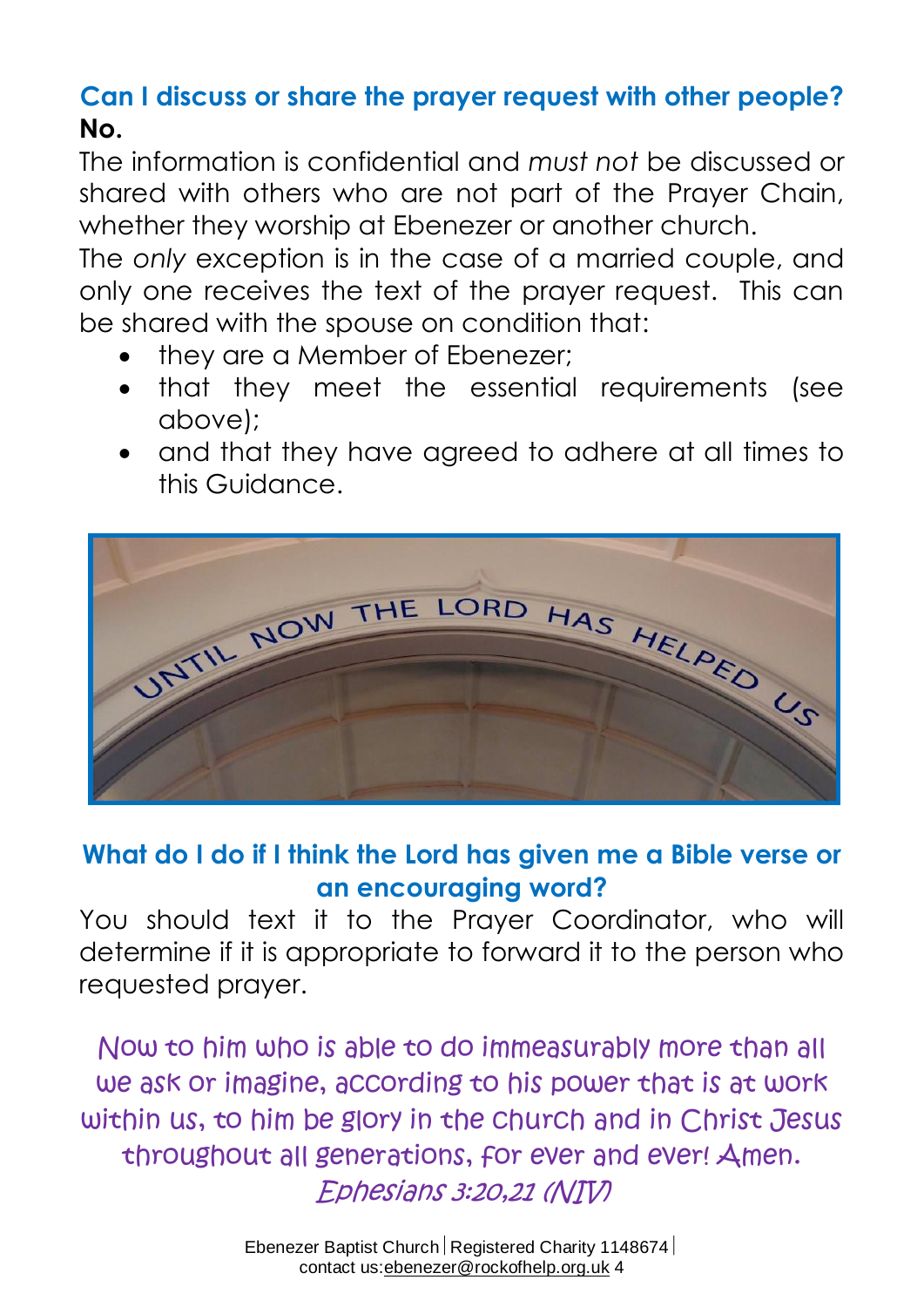### Can I discuss or share the prayer request with other people?

**No.**

The information is confidential and *must not* be discussed or shared with others who are not part of the Prayer Chain, whether they worship at Ebenezer or another church.

The *only* exception is in the case of a married couple, and only one receives the text of the prayer request. This can be shared with the spouse on condition that:

- they are a Member of Ebenezer;
- that they meet the essential requirements (see above);
- and that they have agreed to adhere at all times to this Guidance.

### What do I do if I think the Lord has given me a Bible verse or an encouraging word?

You should text it to the Prayer Coordinator, who will determine if it is appropriate to forward it to the person who requested prayer.

Now to him who is able to do immeasurably more than all we ask or imagine, according to his power that is at work within us, to him be glory in the church and in Christ Jesus throughout all generations, for ever and ever! Amen.
*Ephesians 3:20,21 (NIV)*

Ebenezer Baptist Church | Registered Charity 1148674 | contact us:ebenezer@rockofhelp.org.uk